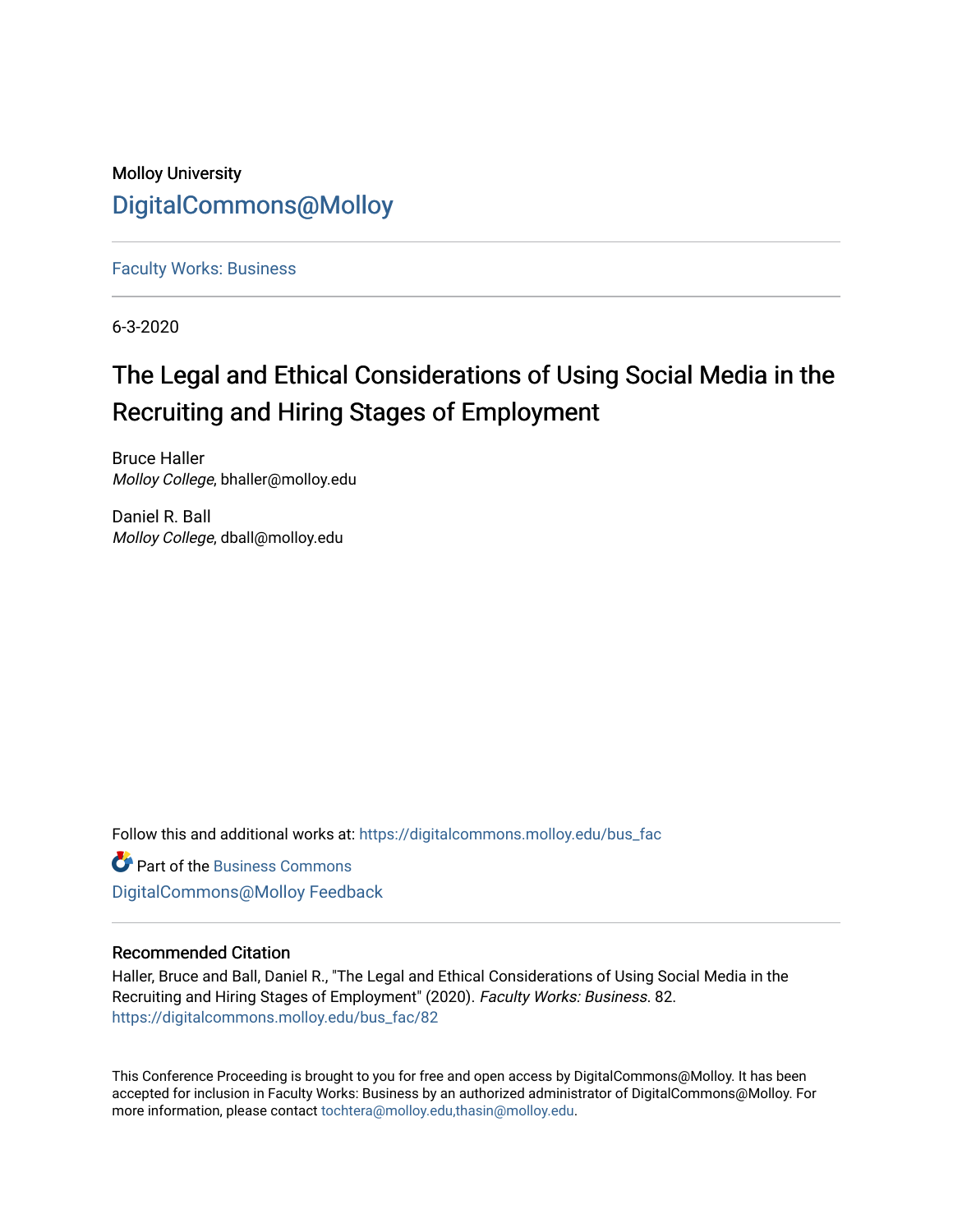Molloy University

DigitalCommons@Molloy

Faculty Works: Business

6-3-2020

# The Legal and Ethical Considerations of Using Social Media in the Recruiting and Hiring Stages of Employment

Bruce Haller
*Molloy College*, bhaller@molloy.edu

Daniel R. Ball
*Molloy College*, dball@molloy.edu

Follow this and additional works at: https://digitalcommons.molloy.edu/bus_fac

Part of the Business Commons

DigitalCommons@Molloy Feedback

## Recommended Citation

Haller, Bruce and Ball, Daniel R., "The Legal and Ethical Considerations of Using Social Media in the Recruiting and Hiring Stages of Employment" (2020). *Faculty Works: Business*. 82.
https://digitalcommons.molloy.edu/bus_fac/82

This Conference Proceeding is brought to you for free and open access by DigitalCommons@Molloy. It has been accepted for inclusion in Faculty Works: Business by an authorized administrator of DigitalCommons@Molloy. For more information, please contact tochtera@molloy.edu,thasin@molloy.edu.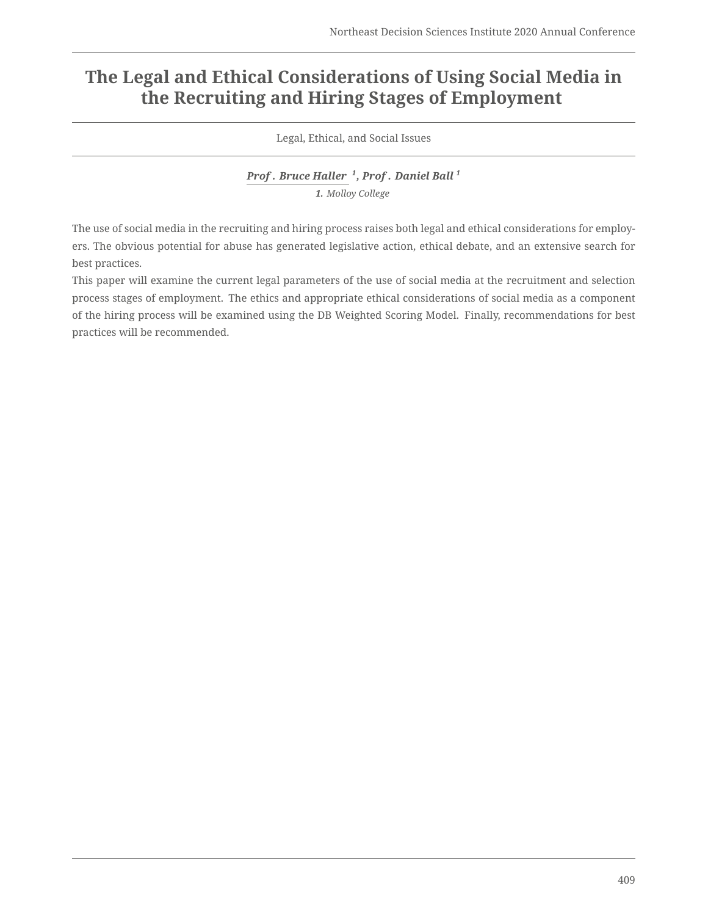# The Legal and Ethical Considerations of Using Social Media in the Recruiting and Hiring Stages of Employment

Legal, Ethical, and Social Issues

***Prof . Bruce Haller*** [1], ***Prof . Daniel Ball*** [1]

[1] *Molloy College*

The use of social media in the recruiting and hiring process raises both legal and ethical considerations for employers. The obvious potential for abuse has generated legislative action, ethical debate, and an extensive search for best practices.

This paper will examine the current legal parameters of the use of social media at the recruitment and selection process stages of employment. The ethics and appropriate ethical considerations of social media as a component of the hiring process will be examined using the DB Weighted Scoring Model. Finally, recommendations for best practices will be recommended.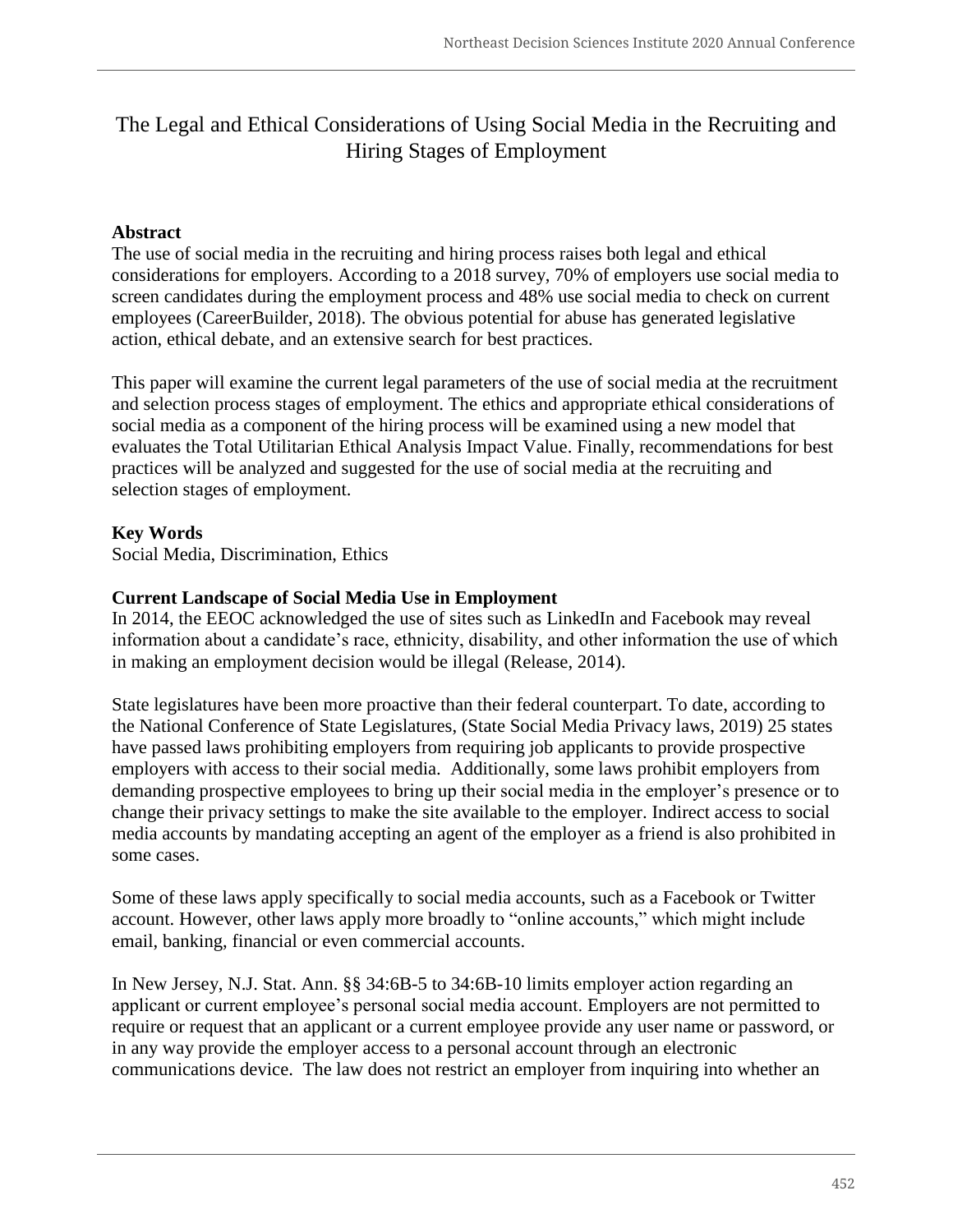# The Legal and Ethical Considerations of Using Social Media in the Recruiting and Hiring Stages of Employment

**Abstract**

The use of social media in the recruiting and hiring process raises both legal and ethical considerations for employers. According to a 2018 survey, 70% of employers use social media to screen candidates during the employment process and 48% use social media to check on current employees (CareerBuilder, 2018). The obvious potential for abuse has generated legislative action, ethical debate, and an extensive search for best practices.

This paper will examine the current legal parameters of the use of social media at the recruitment and selection process stages of employment. The ethics and appropriate ethical considerations of social media as a component of the hiring process will be examined using a new model that evaluates the Total Utilitarian Ethical Analysis Impact Value. Finally, recommendations for best practices will be analyzed and suggested for the use of social media at the recruiting and selection stages of employment.

**Key Words**

Social Media, Discrimination, Ethics

**Current Landscape of Social Media Use in Employment**

In 2014, the EEOC acknowledged the use of sites such as LinkedIn and Facebook may reveal information about a candidate's race, ethnicity, disability, and other information the use of which in making an employment decision would be illegal (Release, 2014).

State legislatures have been more proactive than their federal counterpart. To date, according to the National Conference of State Legislatures, (State Social Media Privacy laws, 2019) 25 states have passed laws prohibiting employers from requiring job applicants to provide prospective employers with access to their social media. Additionally, some laws prohibit employers from demanding prospective employees to bring up their social media in the employer's presence or to change their privacy settings to make the site available to the employer. Indirect access to social media accounts by mandating accepting an agent of the employer as a friend is also prohibited in some cases.

Some of these laws apply specifically to social media accounts, such as a Facebook or Twitter account. However, other laws apply more broadly to "online accounts," which might include email, banking, financial or even commercial accounts.

In New Jersey, N.J. Stat. Ann. §§ 34:6B-5 to 34:6B-10 limits employer action regarding an applicant or current employee's personal social media account. Employers are not permitted to require or request that an applicant or a current employee provide any user name or password, or in any way provide the employer access to a personal account through an electronic communications device. The law does not restrict an employer from inquiring into whether an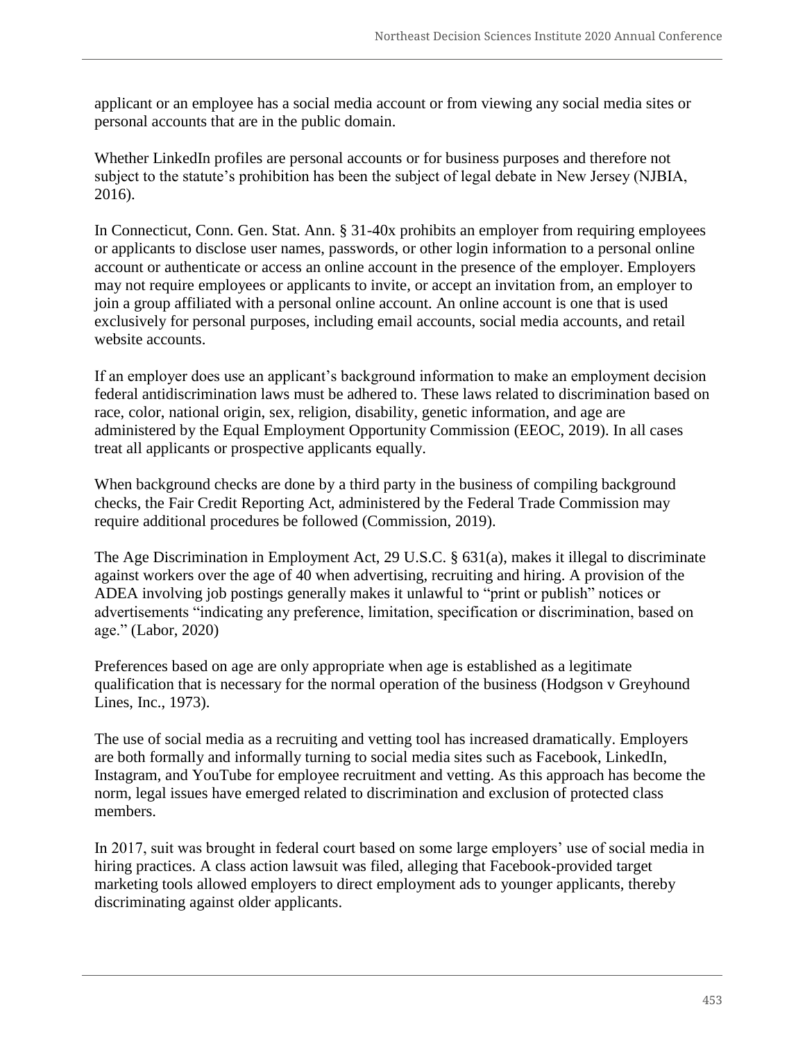applicant or an employee has a social media account or from viewing any social media sites or personal accounts that are in the public domain.

Whether LinkedIn profiles are personal accounts or for business purposes and therefore not subject to the statute's prohibition has been the subject of legal debate in New Jersey (NJBIA, 2016).

In Connecticut, Conn. Gen. Stat. Ann. § 31-40x prohibits an employer from requiring employees or applicants to disclose user names, passwords, or other login information to a personal online account or authenticate or access an online account in the presence of the employer. Employers may not require employees or applicants to invite, or accept an invitation from, an employer to join a group affiliated with a personal online account. An online account is one that is used exclusively for personal purposes, including email accounts, social media accounts, and retail website accounts.

If an employer does use an applicant's background information to make an employment decision federal antidiscrimination laws must be adhered to. These laws related to discrimination based on race, color, national origin, sex, religion, disability, genetic information, and age are administered by the Equal Employment Opportunity Commission (EEOC, 2019). In all cases treat all applicants or prospective applicants equally.

When background checks are done by a third party in the business of compiling background checks, the Fair Credit Reporting Act, administered by the Federal Trade Commission may require additional procedures be followed (Commission, 2019).

The Age Discrimination in Employment Act, 29 U.S.C. § 631(a), makes it illegal to discriminate against workers over the age of 40 when advertising, recruiting and hiring. A provision of the ADEA involving job postings generally makes it unlawful to "print or publish" notices or advertisements "indicating any preference, limitation, specification or discrimination, based on age." (Labor, 2020)

Preferences based on age are only appropriate when age is established as a legitimate qualification that is necessary for the normal operation of the business (Hodgson v Greyhound Lines, Inc., 1973).

The use of social media as a recruiting and vetting tool has increased dramatically. Employers are both formally and informally turning to social media sites such as Facebook, LinkedIn, Instagram, and YouTube for employee recruitment and vetting. As this approach has become the norm, legal issues have emerged related to discrimination and exclusion of protected class members.

In 2017, suit was brought in federal court based on some large employers' use of social media in hiring practices. A class action lawsuit was filed, alleging that Facebook-provided target marketing tools allowed employers to direct employment ads to younger applicants, thereby discriminating against older applicants.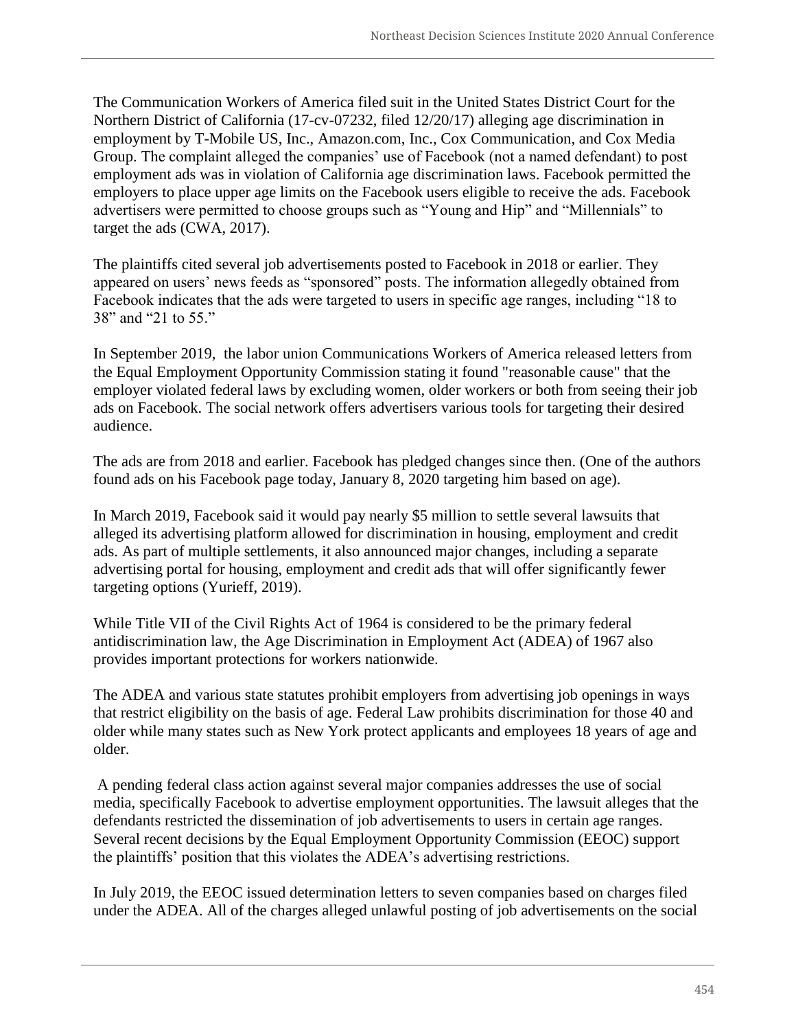The Communication Workers of America filed suit in the United States District Court for the Northern District of California (17-cv-07232, filed 12/20/17) alleging age discrimination in employment by T-Mobile US, Inc., Amazon.com, Inc., Cox Communication, and Cox Media Group. The complaint alleged the companies' use of Facebook (not a named defendant) to post employment ads was in violation of California age discrimination laws. Facebook permitted the employers to place upper age limits on the Facebook users eligible to receive the ads. Facebook advertisers were permitted to choose groups such as "Young and Hip" and "Millennials" to target the ads (CWA, 2017).

The plaintiffs cited several job advertisements posted to Facebook in 2018 or earlier. They appeared on users' news feeds as "sponsored" posts. The information allegedly obtained from Facebook indicates that the ads were targeted to users in specific age ranges, including "18 to 38" and "21 to 55."

In September 2019, the labor union Communications Workers of America released letters from the Equal Employment Opportunity Commission stating it found "reasonable cause" that the employer violated federal laws by excluding women, older workers or both from seeing their job ads on Facebook. The social network offers advertisers various tools for targeting their desired audience.

The ads are from 2018 and earlier. Facebook has pledged changes since then. (One of the authors found ads on his Facebook page today, January 8, 2020 targeting him based on age).

In March 2019, Facebook said it would pay nearly $5 million to settle several lawsuits that alleged its advertising platform allowed for discrimination in housing, employment and credit ads. As part of multiple settlements, it also announced major changes, including a separate advertising portal for housing, employment and credit ads that will offer significantly fewer targeting options (Yurieff, 2019).

While Title VII of the Civil Rights Act of 1964 is considered to be the primary federal antidiscrimination law, the Age Discrimination in Employment Act (ADEA) of 1967 also provides important protections for workers nationwide.

The ADEA and various state statutes prohibit employers from advertising job openings in ways that restrict eligibility on the basis of age. Federal Law prohibits discrimination for those 40 and older while many states such as New York protect applicants and employees 18 years of age and older.

A pending federal class action against several major companies addresses the use of social media, specifically Facebook to advertise employment opportunities. The lawsuit alleges that the defendants restricted the dissemination of job advertisements to users in certain age ranges. Several recent decisions by the Equal Employment Opportunity Commission (EEOC) support the plaintiffs' position that this violates the ADEA's advertising restrictions.

In July 2019, the EEOC issued determination letters to seven companies based on charges filed under the ADEA. All of the charges alleged unlawful posting of job advertisements on the social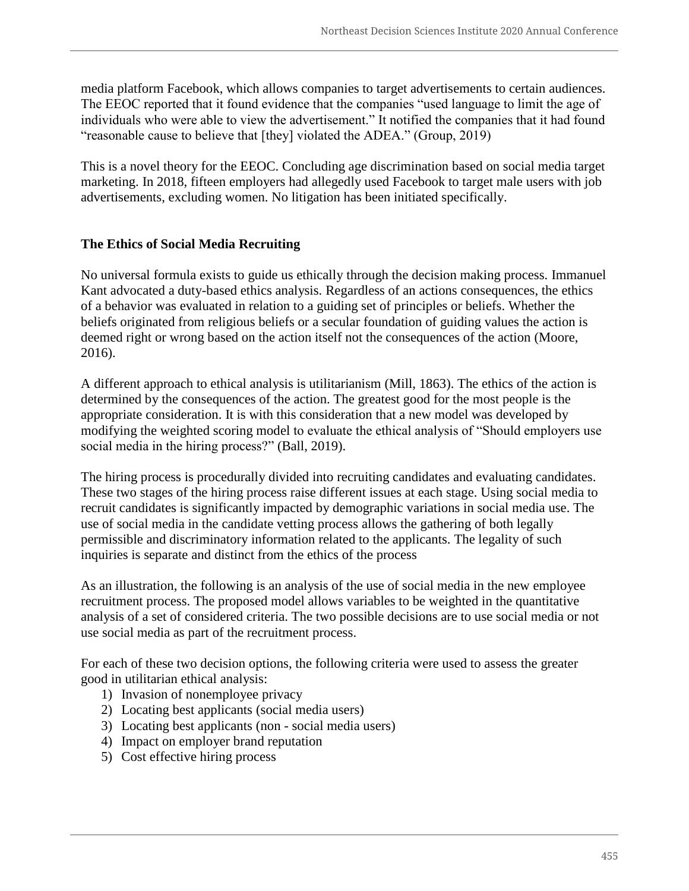media platform Facebook, which allows companies to target advertisements to certain audiences. The EEOC reported that it found evidence that the companies "used language to limit the age of individuals who were able to view the advertisement." It notified the companies that it had found "reasonable cause to believe that [they] violated the ADEA." (Group, 2019)

This is a novel theory for the EEOC. Concluding age discrimination based on social media target marketing. In 2018, fifteen employers had allegedly used Facebook to target male users with job advertisements, excluding women. No litigation has been initiated specifically.

## The Ethics of Social Media Recruiting

No universal formula exists to guide us ethically through the decision making process. Immanuel Kant advocated a duty-based ethics analysis. Regardless of an actions consequences, the ethics of a behavior was evaluated in relation to a guiding set of principles or beliefs. Whether the beliefs originated from religious beliefs or a secular foundation of guiding values the action is deemed right or wrong based on the action itself not the consequences of the action (Moore, 2016).

A different approach to ethical analysis is utilitarianism (Mill, 1863). The ethics of the action is determined by the consequences of the action. The greatest good for the most people is the appropriate consideration. It is with this consideration that a new model was developed by modifying the weighted scoring model to evaluate the ethical analysis of "Should employers use social media in the hiring process?" (Ball, 2019).

The hiring process is procedurally divided into recruiting candidates and evaluating candidates. These two stages of the hiring process raise different issues at each stage. Using social media to recruit candidates is significantly impacted by demographic variations in social media use. The use of social media in the candidate vetting process allows the gathering of both legally permissible and discriminatory information related to the applicants. The legality of such inquiries is separate and distinct from the ethics of the process

As an illustration, the following is an analysis of the use of social media in the new employee recruitment process. The proposed model allows variables to be weighted in the quantitative analysis of a set of considered criteria. The two possible decisions are to use social media or not use social media as part of the recruitment process.

For each of these two decision options, the following criteria were used to assess the greater good in utilitarian ethical analysis:

1) Invasion of nonemployee privacy
2) Locating best applicants (social media users)
3) Locating best applicants (non - social media users)
4) Impact on employer brand reputation
5) Cost effective hiring process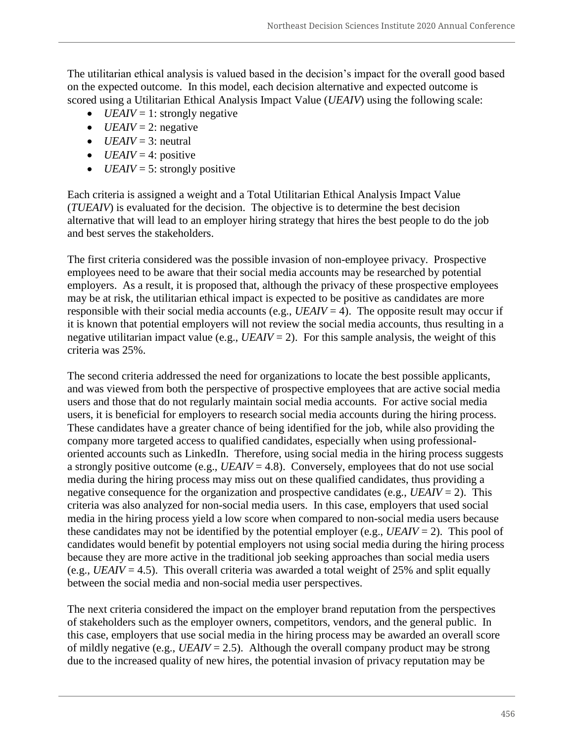The utilitarian ethical analysis is valued based in the decision's impact for the overall good based on the expected outcome. In this model, each decision alternative and expected outcome is scored using a Utilitarian Ethical Analysis Impact Value (*UEAIV*) using the following scale:

- *UEAIV* = 1: strongly negative
- *UEAIV* = 2: negative
- *UEAIV* = 3: neutral
- *UEAIV* = 4: positive
- *UEAIV* = 5: strongly positive

Each criteria is assigned a weight and a Total Utilitarian Ethical Analysis Impact Value (*TUEAIV*) is evaluated for the decision. The objective is to determine the best decision alternative that will lead to an employer hiring strategy that hires the best people to do the job and best serves the stakeholders.

The first criteria considered was the possible invasion of non-employee privacy. Prospective employees need to be aware that their social media accounts may be researched by potential employers. As a result, it is proposed that, although the privacy of these prospective employees may be at risk, the utilitarian ethical impact is expected to be positive as candidates are more responsible with their social media accounts (e.g., *UEAIV* = 4). The opposite result may occur if it is known that potential employers will not review the social media accounts, thus resulting in a negative utilitarian impact value (e.g., *UEAIV* = 2). For this sample analysis, the weight of this criteria was 25%.

The second criteria addressed the need for organizations to locate the best possible applicants, and was viewed from both the perspective of prospective employees that are active social media users and those that do not regularly maintain social media accounts. For active social media users, it is beneficial for employers to research social media accounts during the hiring process. These candidates have a greater chance of being identified for the job, while also providing the company more targeted access to qualified candidates, especially when using professional-oriented accounts such as LinkedIn. Therefore, using social media in the hiring process suggests a strongly positive outcome (e.g., *UEAIV* = 4.8). Conversely, employees that do not use social media during the hiring process may miss out on these qualified candidates, thus providing a negative consequence for the organization and prospective candidates (e.g., *UEAIV* = 2). This criteria was also analyzed for non-social media users. In this case, employers that used social media in the hiring process yield a low score when compared to non-social media users because these candidates may not be identified by the potential employer (e.g., *UEAIV* = 2). This pool of candidates would benefit by potential employers not using social media during the hiring process because they are more active in the traditional job seeking approaches than social media users (e.g., *UEAIV* = 4.5). This overall criteria was awarded a total weight of 25% and split equally between the social media and non-social media user perspectives.

The next criteria considered the impact on the employer brand reputation from the perspectives of stakeholders such as the employer owners, competitors, vendors, and the general public. In this case, employers that use social media in the hiring process may be awarded an overall score of mildly negative (e.g., *UEAIV* = 2.5). Although the overall company product may be strong due to the increased quality of new hires, the potential invasion of privacy reputation may be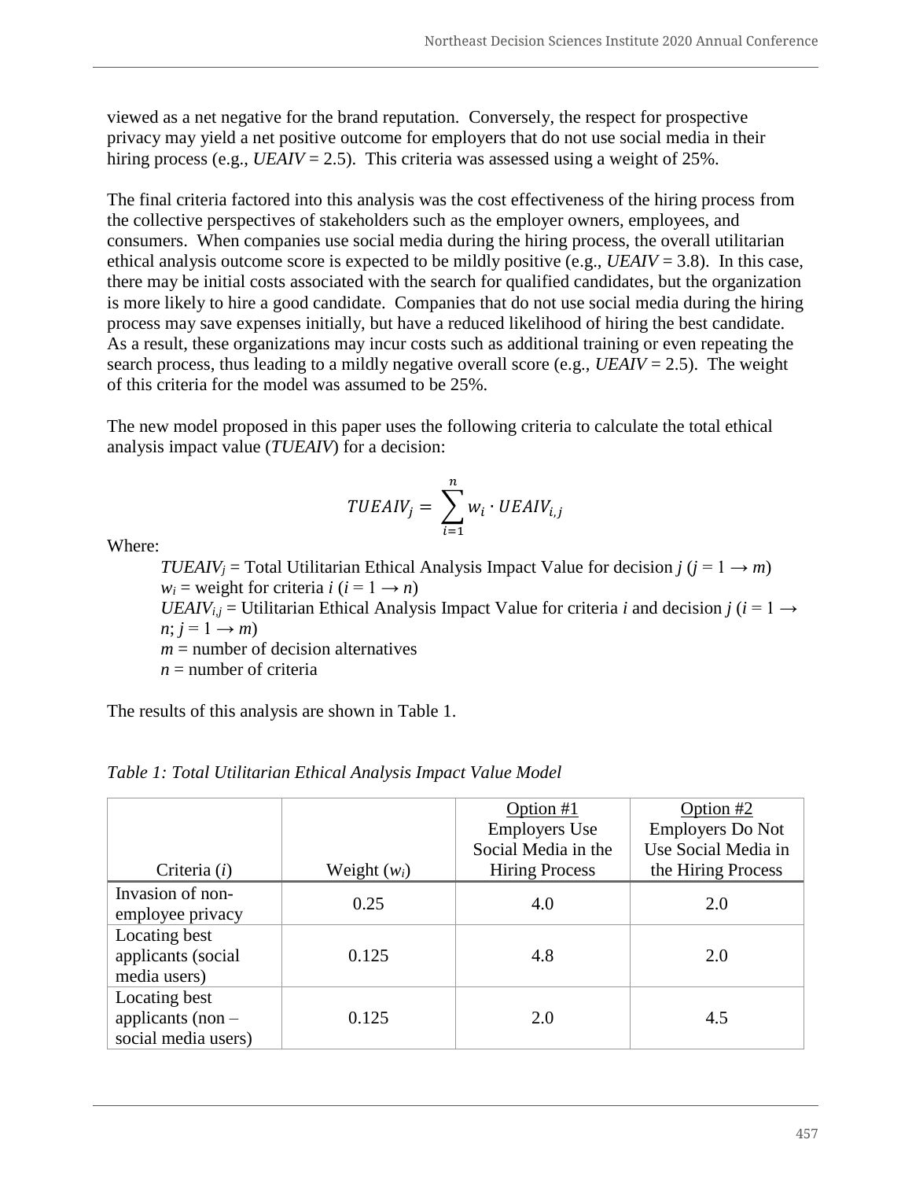viewed as a net negative for the brand reputation. Conversely, the respect for prospective privacy may yield a net positive outcome for employers that do not use social media in their hiring process (e.g., *UEAIV* = 2.5). This criteria was assessed using a weight of 25%.

The final criteria factored into this analysis was the cost effectiveness of the hiring process from the collective perspectives of stakeholders such as the employer owners, employees, and consumers. When companies use social media during the hiring process, the overall utilitarian ethical analysis outcome score is expected to be mildly positive (e.g., *UEAIV* = 3.8). In this case, there may be initial costs associated with the search for qualified candidates, but the organization is more likely to hire a good candidate. Companies that do not use social media during the hiring process may save expenses initially, but have a reduced likelihood of hiring the best candidate. As a result, these organizations may incur costs such as additional training or even repeating the search process, thus leading to a mildly negative overall score (e.g., *UEAIV* = 2.5). The weight of this criteria for the model was assumed to be 25%.

The new model proposed in this paper uses the following criteria to calculate the total ethical analysis impact value (*TUEAIV*) for a decision:

$$TUEAIV_j = \sum_{i=1}^{n} w_i \cdot UEAIV_{i,j}$$

Where:

- $TUEAIV_j$ = Total Utilitarian Ethical Analysis Impact Value for decision $j$ ($j = 1 \rightarrow m$)
- $w_i$ = weight for criteria $i$ ($i = 1 \rightarrow n$)
- $UEAIV_{i,j}$ = Utilitarian Ethical Analysis Impact Value for criteria $i$ and decision $j$ ($i = 1 \rightarrow n$; $j = 1 \rightarrow m$)
- $m$ = number of decision alternatives
- $n$ = number of criteria

The results of this analysis are shown in Table 1.

*Table 1: Total Utilitarian Ethical Analysis Impact Value Model*

| Criteria ($i$) | Weight ($w_i$) | Option #1 Employers Use Social Media in the Hiring Process | Option #2 Employers Do Not Use Social Media in the Hiring Process |
|---|---|---|---|
| Invasion of non-employee privacy | 0.25 | 4.0 | 2.0 |
| Locating best applicants (social media users) | 0.125 | 4.8 | 2.0 |
| Locating best applicants (non – social media users) | 0.125 | 2.0 | 4.5 |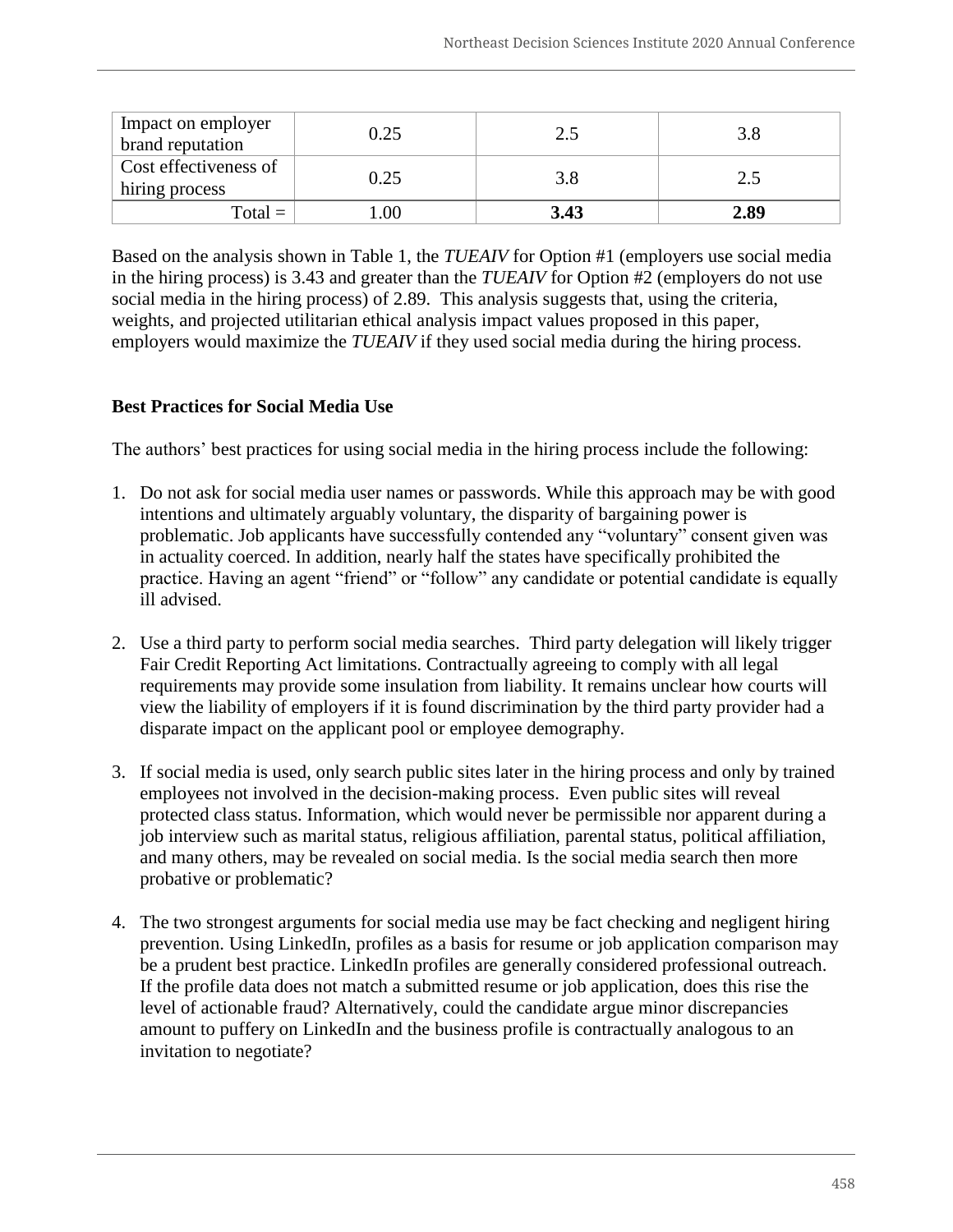| Impact on employer brand reputation | 0.25 | 2.5 | 3.8 |
|---|---|---|---|
| Cost effectiveness of hiring process | 0.25 | 3.8 | 2.5 |
| Total = | 1.00 | **3.43** | **2.89** |

Based on the analysis shown in Table 1, the *TUEAIV* for Option #1 (employers use social media in the hiring process) is 3.43 and greater than the *TUEAIV* for Option #2 (employers do not use social media in the hiring process) of 2.89. This analysis suggests that, using the criteria, weights, and projected utilitarian ethical analysis impact values proposed in this paper, employers would maximize the *TUEAIV* if they used social media during the hiring process.

**Best Practices for Social Media Use**

The authors' best practices for using social media in the hiring process include the following:

1. Do not ask for social media user names or passwords. While this approach may be with good intentions and ultimately arguably voluntary, the disparity of bargaining power is problematic. Job applicants have successfully contended any "voluntary" consent given was in actuality coerced. In addition, nearly half the states have specifically prohibited the practice. Having an agent "friend" or "follow" any candidate or potential candidate is equally ill advised.

2. Use a third party to perform social media searches. Third party delegation will likely trigger Fair Credit Reporting Act limitations. Contractually agreeing to comply with all legal requirements may provide some insulation from liability. It remains unclear how courts will view the liability of employers if it is found discrimination by the third party provider had a disparate impact on the applicant pool or employee demography.

3. If social media is used, only search public sites later in the hiring process and only by trained employees not involved in the decision-making process. Even public sites will reveal protected class status. Information, which would never be permissible nor apparent during a job interview such as marital status, religious affiliation, parental status, political affiliation, and many others, may be revealed on social media. Is the social media search then more probative or problematic?

4. The two strongest arguments for social media use may be fact checking and negligent hiring prevention. Using LinkedIn, profiles as a basis for resume or job application comparison may be a prudent best practice. LinkedIn profiles are generally considered professional outreach. If the profile data does not match a submitted resume or job application, does this rise the level of actionable fraud? Alternatively, could the candidate argue minor discrepancies amount to puffery on LinkedIn and the business profile is contractually analogous to an invitation to negotiate?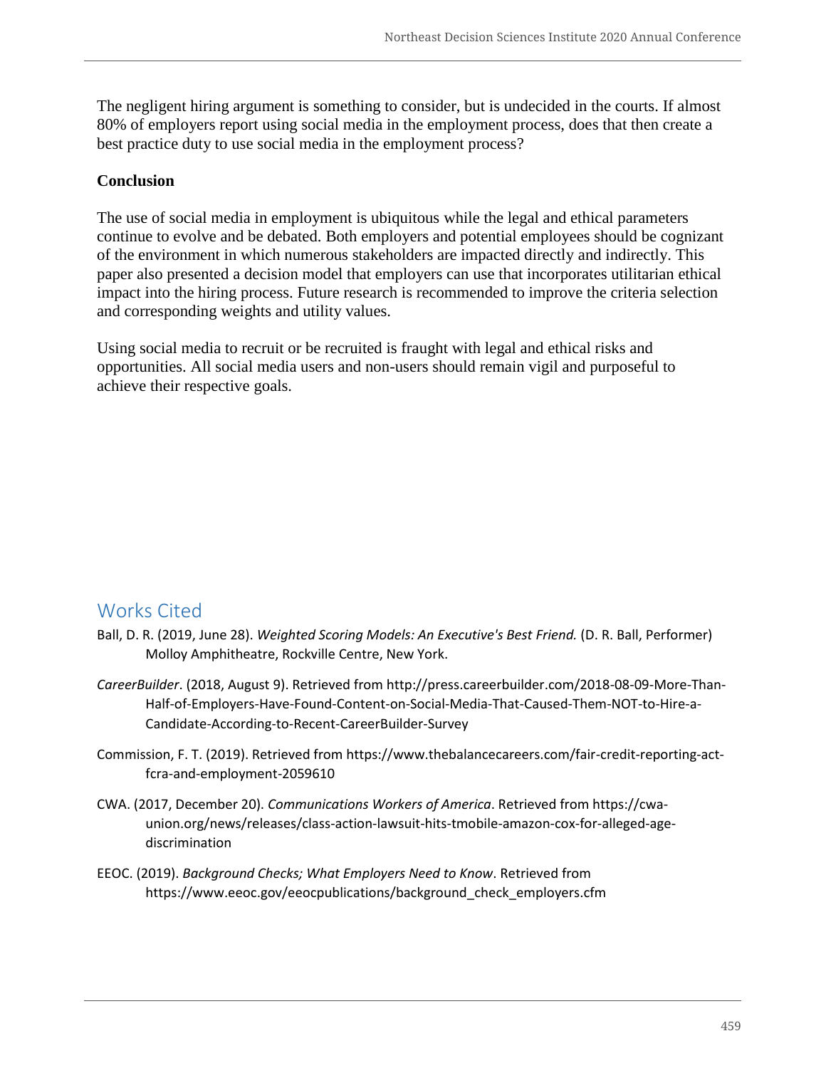The negligent hiring argument is something to consider, but is undecided in the courts. If almost 80% of employers report using social media in the employment process, does that then create a best practice duty to use social media in the employment process?

**Conclusion**

The use of social media in employment is ubiquitous while the legal and ethical parameters continue to evolve and be debated. Both employers and potential employees should be cognizant of the environment in which numerous stakeholders are impacted directly and indirectly. This paper also presented a decision model that employers can use that incorporates utilitarian ethical impact into the hiring process. Future research is recommended to improve the criteria selection and corresponding weights and utility values.

Using social media to recruit or be recruited is fraught with legal and ethical risks and opportunities. All social media users and non-users should remain vigil and purposeful to achieve their respective goals.

## Works Cited

Ball, D. R. (2019, June 28). *Weighted Scoring Models: An Executive's Best Friend.* (D. R. Ball, Performer) Molloy Amphitheatre, Rockville Centre, New York.

*CareerBuilder*. (2018, August 9). Retrieved from http://press.careerbuilder.com/2018-08-09-More-Than-Half-of-Employers-Have-Found-Content-on-Social-Media-That-Caused-Them-NOT-to-Hire-a-Candidate-According-to-Recent-CareerBuilder-Survey

Commission, F. T. (2019). Retrieved from https://www.thebalancecareers.com/fair-credit-reporting-act-fcra-and-employment-2059610

CWA. (2017, December 20). *Communications Workers of America*. Retrieved from https://cwa-union.org/news/releases/class-action-lawsuit-hits-tmobile-amazon-cox-for-alleged-age-discrimination

EEOC. (2019). *Background Checks; What Employers Need to Know*. Retrieved from https://www.eeoc.gov/eeocpublications/background_check_employers.cfm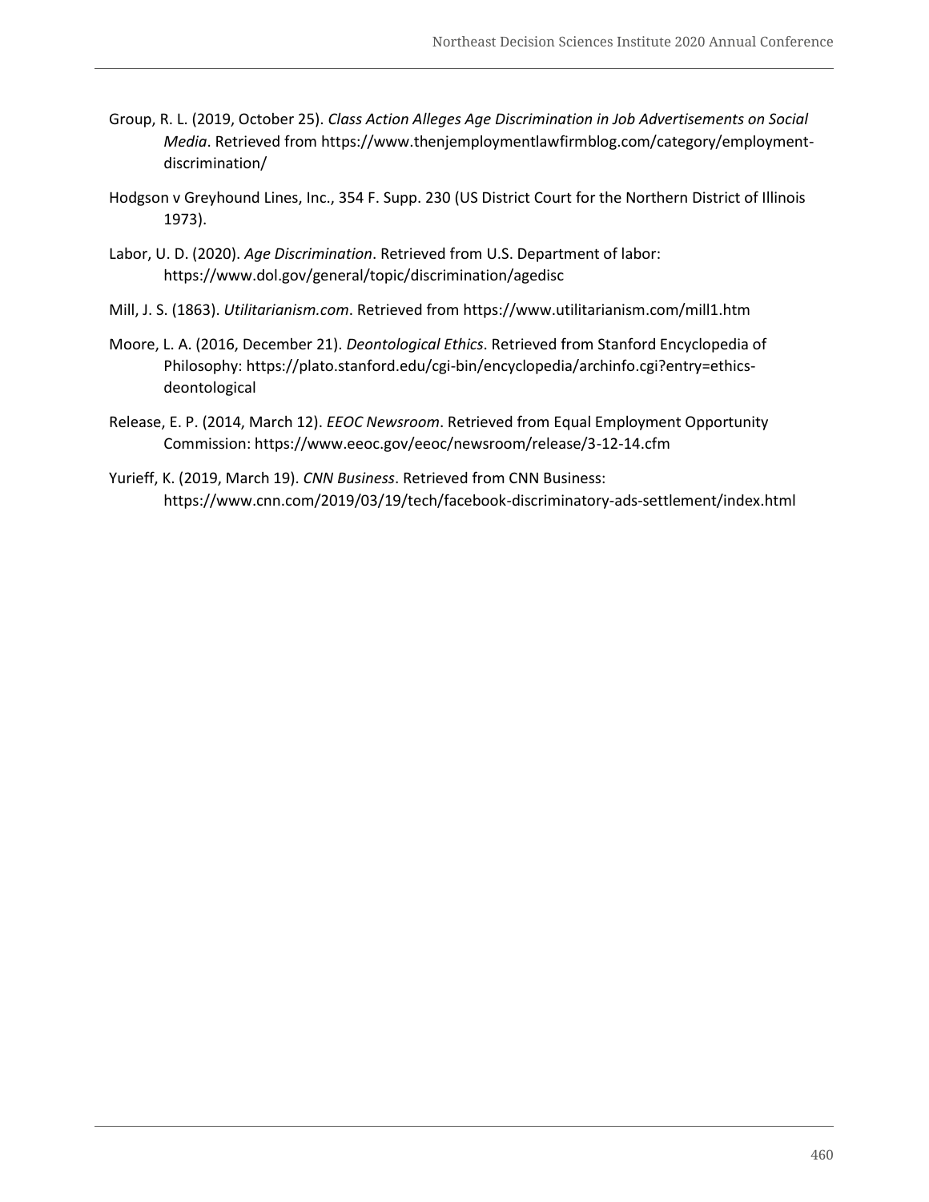Group, R. L. (2019, October 25). *Class Action Alleges Age Discrimination in Job Advertisements on Social Media*. Retrieved from https://www.thenjemploymentlawfirmblog.com/category/employment-discrimination/

Hodgson v Greyhound Lines, Inc., 354 F. Supp. 230 (US District Court for the Northern District of Illinois 1973).

Labor, U. D. (2020). *Age Discrimination*. Retrieved from U.S. Department of labor: https://www.dol.gov/general/topic/discrimination/agedisc

Mill, J. S. (1863). *Utilitarianism.com*. Retrieved from https://www.utilitarianism.com/mill1.htm

Moore, L. A. (2016, December 21). *Deontological Ethics*. Retrieved from Stanford Encyclopedia of Philosophy: https://plato.stanford.edu/cgi-bin/encyclopedia/archinfo.cgi?entry=ethics-deontological

Release, E. P. (2014, March 12). *EEOC Newsroom*. Retrieved from Equal Employment Opportunity Commission: https://www.eeoc.gov/eeoc/newsroom/release/3-12-14.cfm

Yurieff, K. (2019, March 19). *CNN Business*. Retrieved from CNN Business: https://www.cnn.com/2019/03/19/tech/facebook-discriminatory-ads-settlement/index.html